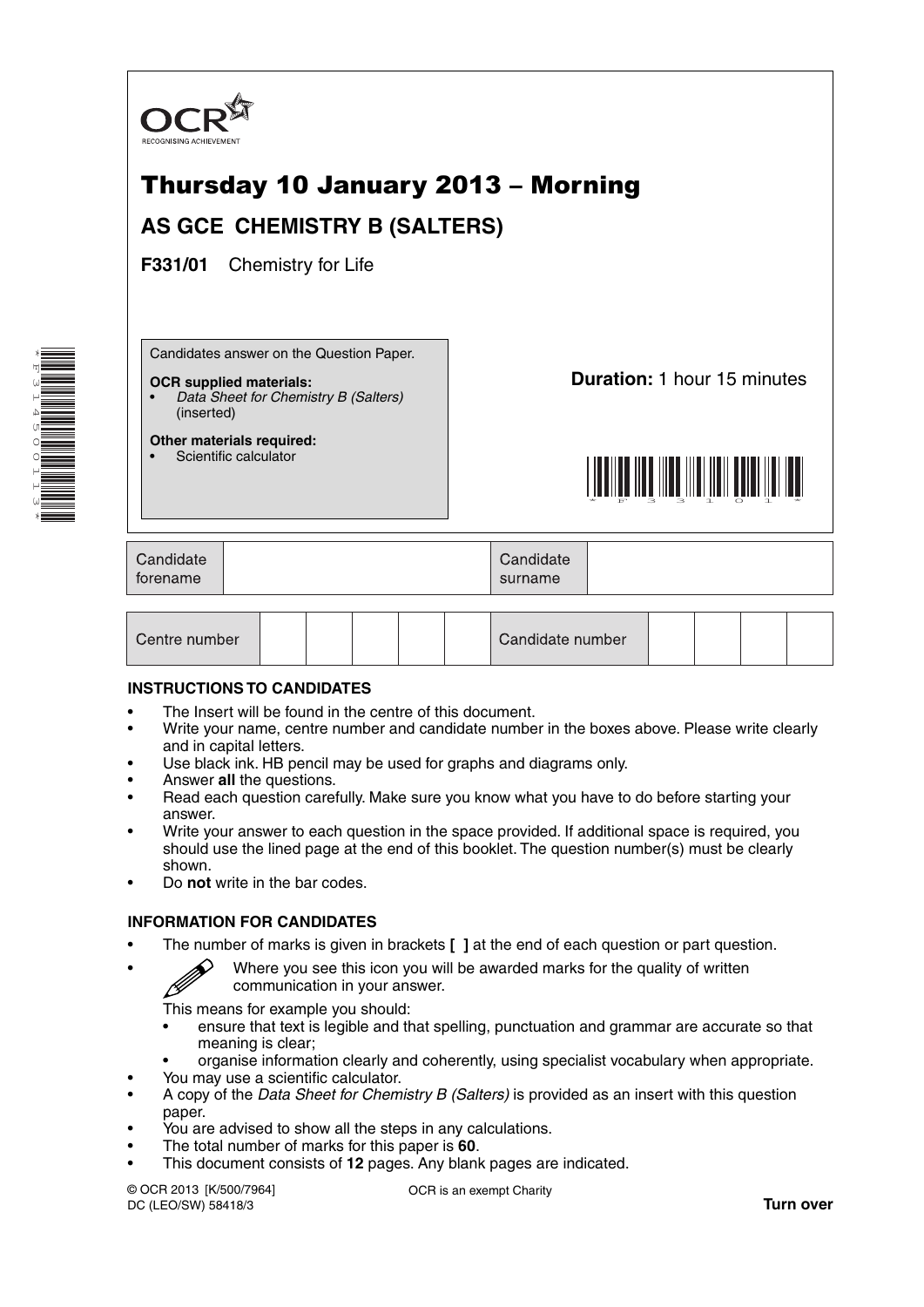OCR
RECOGNISING ACHIEVEMENT

# Thursday 10 January 2013 – Morning

## AS GCE CHEMISTRY B (SALTERS)

**F331/01** Chemistry for Life

Candidates answer on the Question Paper.

**OCR supplied materials:**
- *Data Sheet for Chemistry B (Salters)* (inserted)

**Other materials required:**
- Scientific calculator

**Duration:** 1 hour 15 minutes

| Candidate forename | | Candidate surname | |
|---|---|---|---|

| Centre number | | | | | | Candidate number | | | | |
|---|---|---|---|---|---|---|---|---|---|---|

### INSTRUCTIONS TO CANDIDATES

- The Insert will be found in the centre of this document.
- Write your name, centre number and candidate number in the boxes above. Please write clearly and in capital letters.
- Use black ink. HB pencil may be used for graphs and diagrams only.
- Answer **all** the questions.
- Read each question carefully. Make sure you know what you have to do before starting your answer.
- Write your answer to each question in the space provided. If additional space is required, you should use the lined page at the end of this booklet. The question number(s) must be clearly shown.
- Do **not** write in the bar codes.

### INFORMATION FOR CANDIDATES

- The number of marks is given in brackets **[ ]** at the end of each question or part question.
- Where you see this icon you will be awarded marks for the quality of written communication in your answer.

  This means for example you should:
  - ensure that text is legible and that spelling, punctuation and grammar are accurate so that meaning is clear;
  - organise information clearly and coherently, using specialist vocabulary when appropriate.
- You may use a scientific calculator.
- A copy of the *Data Sheet for Chemistry B (Salters)* is provided as an insert with this question paper.
- You are advised to show all the steps in any calculations.
- The total number of marks for this paper is **60**.
- This document consists of **12** pages. Any blank pages are indicated.

© OCR 2013 [K/500/7964]
DC (LEO/SW) 58418/3

OCR is an exempt Charity

**Turn over**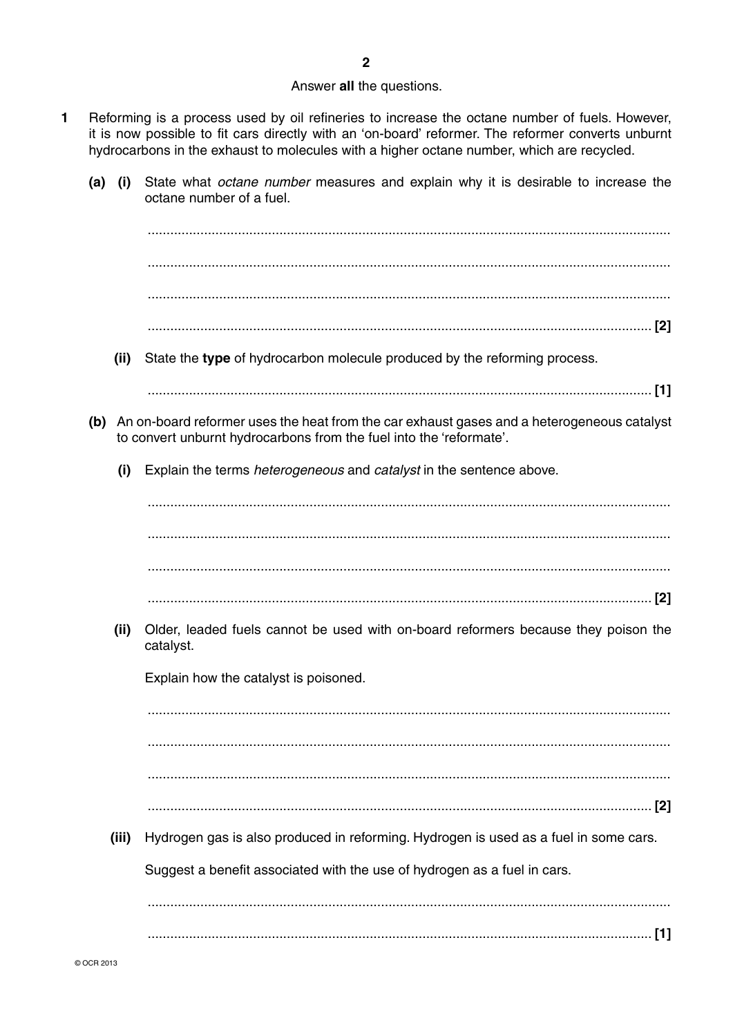Answer **all** the questions.

**1** Reforming is a process used by oil refineries to increase the octane number of fuels. However, it is now possible to fit cars directly with an 'on-board' reformer. The reformer converts unburnt hydrocarbons in the exhaust to molecules with a higher octane number, which are recycled.

**(a) (i)** State what *octane number* measures and explain why it is desirable to increase the octane number of a fuel.

..........................................................................................................................................

..........................................................................................................................................

..........................................................................................................................................

.................................................................................................................................... **[2]**

**(ii)** State the **type** of hydrocarbon molecule produced by the reforming process.

.................................................................................................................................... **[1]**

**(b)** An on-board reformer uses the heat from the car exhaust gases and a heterogeneous catalyst to convert unburnt hydrocarbons from the fuel into the 'reformate'.

**(i)** Explain the terms *heterogeneous* and *catalyst* in the sentence above.

..........................................................................................................................................

..........................................................................................................................................

..........................................................................................................................................

.................................................................................................................................... **[2]**

**(ii)** Older, leaded fuels cannot be used with on-board reformers because they poison the catalyst.

Explain how the catalyst is poisoned.

..........................................................................................................................................

..........................................................................................................................................

..........................................................................................................................................

.................................................................................................................................... **[2]**

**(iii)** Hydrogen gas is also produced in reforming. Hydrogen is used as a fuel in some cars.

Suggest a benefit associated with the use of hydrogen as a fuel in cars.

..........................................................................................................................................

.................................................................................................................................... **[1]**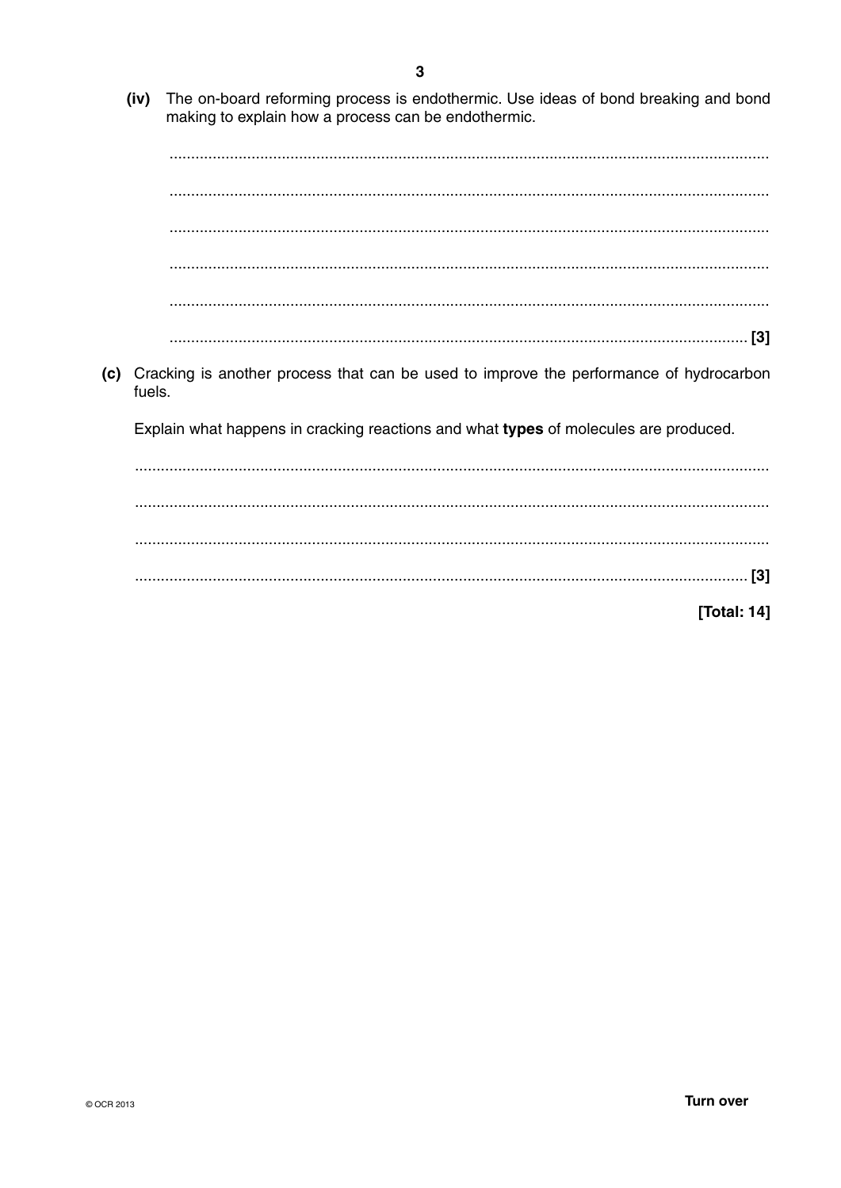(iv) The on-board reforming process is endothermic. Use ideas of bond breaking and bond making to explain how a process can be endothermic.

...........................................................................................................................................

...........................................................................................................................................

...........................................................................................................................................

...........................................................................................................................................

...........................................................................................................................................

...................................................................................................................................... [3]

(c) Cracking is another process that can be used to improve the performance of hydrocarbon fuels.

Explain what happens in cracking reactions and what **types** of molecules are produced.

...........................................................................................................................................

...........................................................................................................................................

...........................................................................................................................................

...................................................................................................................................... [3]

**[Total: 14]**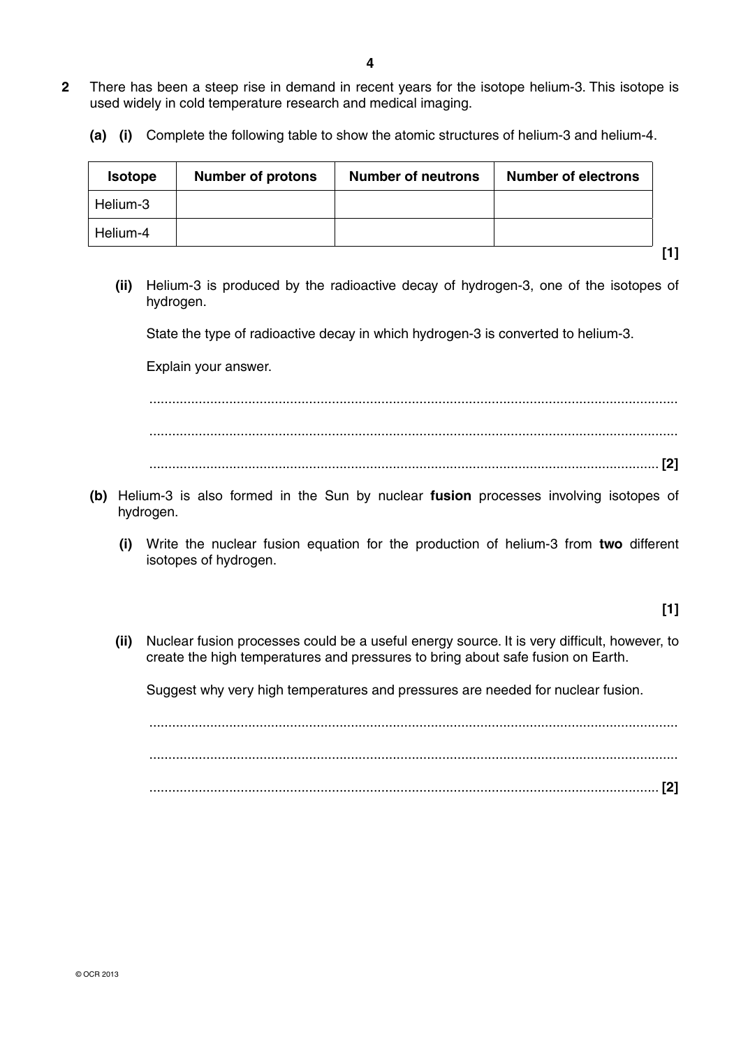**2** There has been a steep rise in demand in recent years for the isotope helium-3. This isotope is used widely in cold temperature research and medical imaging.

**(a) (i)** Complete the following table to show the atomic structures of helium-3 and helium-4.

| Isotope | Number of protons | Number of neutrons | Number of electrons |
|---|---|---|---|
| Helium-3 | | | |
| Helium-4 | | | |

**[1]**

**(ii)** Helium-3 is produced by the radioactive decay of hydrogen-3, one of the isotopes of hydrogen.

State the type of radioactive decay in which hydrogen-3 is converted to helium-3.

Explain your answer.

..........................................................................................................................................

..........................................................................................................................................

..................................................................................................................................... **[2]**

**(b)** Helium-3 is also formed in the Sun by nuclear **fusion** processes involving isotopes of hydrogen.

**(i)** Write the nuclear fusion equation for the production of helium-3 from **two** different isotopes of hydrogen.

**[1]**

**(ii)** Nuclear fusion processes could be a useful energy source. It is very difficult, however, to create the high temperatures and pressures to bring about safe fusion on Earth.

Suggest why very high temperatures and pressures are needed for nuclear fusion.

..........................................................................................................................................

..........................................................................................................................................

..................................................................................................................................... **[2]**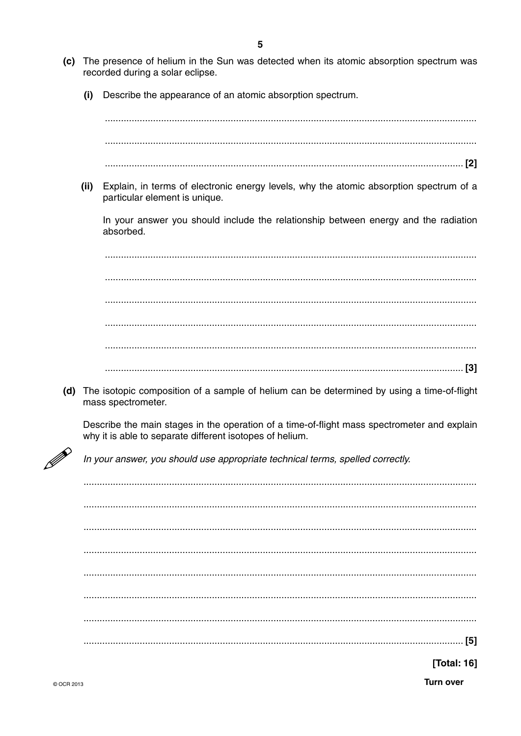**(c)** The presence of helium in the Sun was detected when its atomic absorption spectrum was recorded during a solar eclipse.

**(i)** Describe the appearance of an atomic absorption spectrum.

..........................................................................................................................................

..........................................................................................................................................

.................................................................................................................................... **[2]**

**(ii)** Explain, in terms of electronic energy levels, why the atomic absorption spectrum of a particular element is unique.

In your answer you should include the relationship between energy and the radiation absorbed.

..........................................................................................................................................

..........................................................................................................................................

..........................................................................................................................................

..........................................................................................................................................

..........................................................................................................................................

.................................................................................................................................... **[3]**

**(d)** The isotopic composition of a sample of helium can be determined by using a time-of-flight mass spectrometer.

Describe the main stages in the operation of a time-of-flight mass spectrometer and explain why it is able to separate different isotopes of helium.

*In your answer, you should use appropriate technical terms, spelled correctly.*

..........................................................................................................................................

..........................................................................................................................................

..........................................................................................................................................

..........................................................................................................................................

..........................................................................................................................................

..........................................................................................................................................

..........................................................................................................................................

.................................................................................................................................... **[5]**

**[Total: 16]**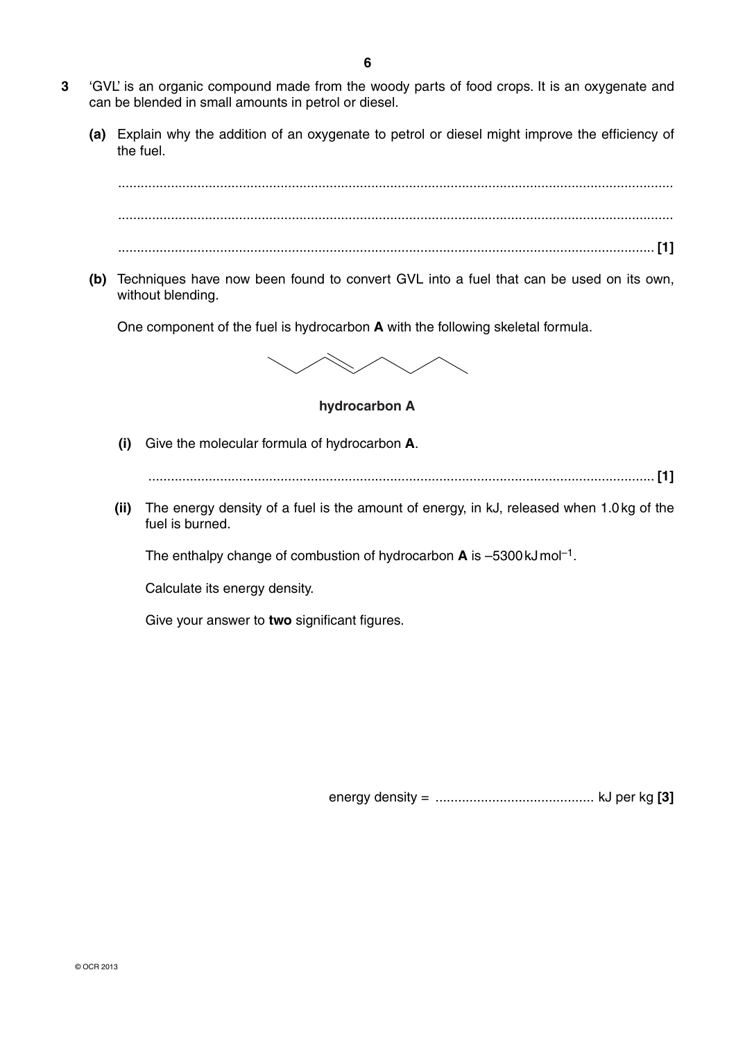**3** 'GVL' is an organic compound made from the woody parts of food crops. It is an oxygenate and can be blended in small amounts in petrol or diesel.

**(a)** Explain why the addition of an oxygenate to petrol or diesel might improve the efficiency of the fuel.

..........................................................................................................................................

..........................................................................................................................................

.................................................................................................................................... **[1]**

**(b)** Techniques have now been found to convert GVL into a fuel that can be used on its own, without blending.

One component of the fuel is hydrocarbon **A** with the following skeletal formula.

**hydrocarbon A**

**(i)** Give the molecular formula of hydrocarbon **A**.

.................................................................................................................................... **[1]**

**(ii)** The energy density of a fuel is the amount of energy, in kJ, released when 1.0 kg of the fuel is burned.

The enthalpy change of combustion of hydrocarbon **A** is $-5300\ \text{kJ mol}^{-1}$.

Calculate its energy density.

Give your answer to **two** significant figures.

energy density = .......................................... kJ per kg **[3]**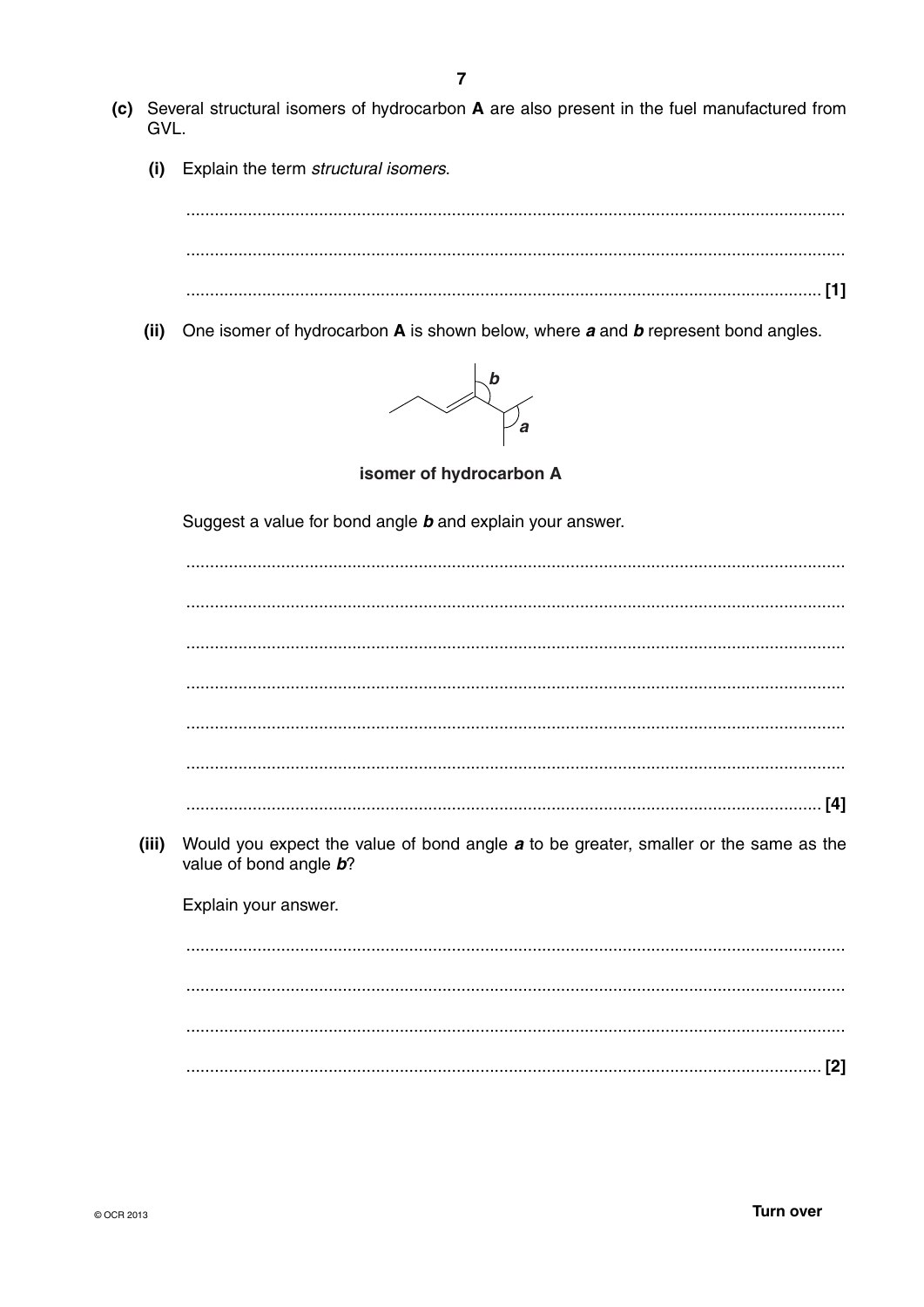**(c)** Several structural isomers of hydrocarbon **A** are also present in the fuel manufactured from GVL.

**(i)** Explain the term *structural isomers*.

..........................................................................................................................................

..........................................................................................................................................

.................................................................................................................................... **[1]**

**(ii)** One isomer of hydrocarbon **A** is shown below, where ***a*** and ***b*** represent bond angles.

**isomer of hydrocarbon A**

Suggest a value for bond angle ***b*** and explain your answer.

..........................................................................................................................................

..........................................................................................................................................

..........................................................................................................................................

..........................................................................................................................................

..........................................................................................................................................

..........................................................................................................................................

.................................................................................................................................... **[4]**

**(iii)** Would you expect the value of bond angle ***a*** to be greater, smaller or the same as the value of bond angle ***b***?

Explain your answer.

..........................................................................................................................................

..........................................................................................................................................

..........................................................................................................................................

.................................................................................................................................... **[2]**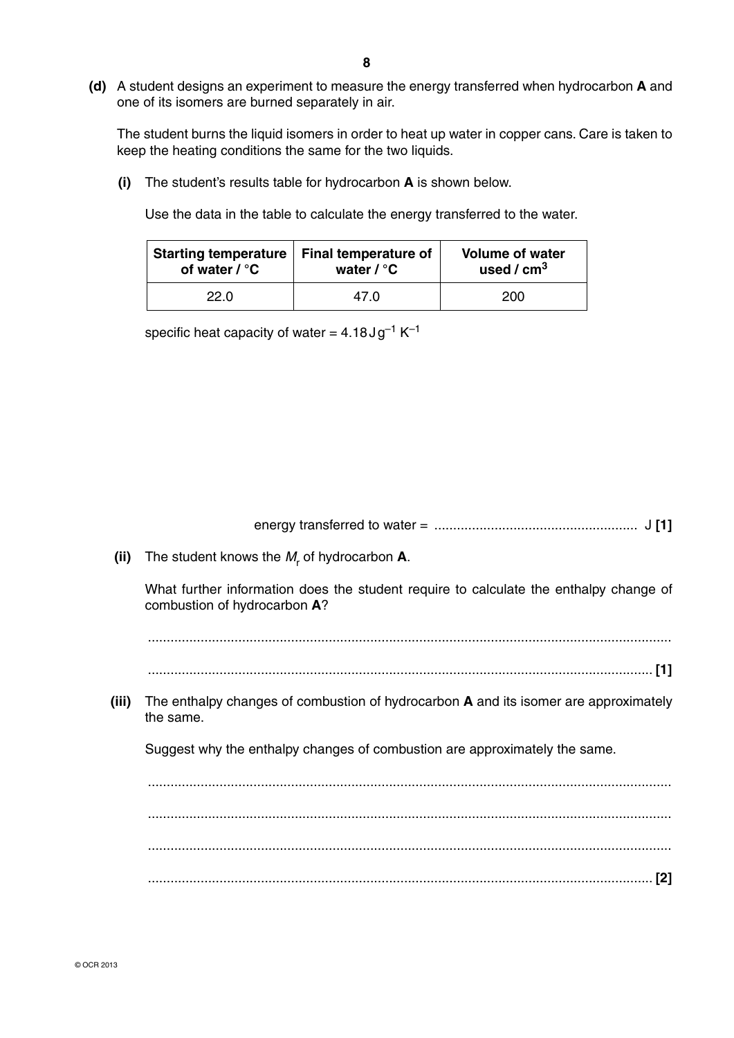**(d)** A student designs an experiment to measure the energy transferred when hydrocarbon **A** and one of its isomers are burned separately in air.

The student burns the liquid isomers in order to heat up water in copper cans. Care is taken to keep the heating conditions the same for the two liquids.

**(i)** The student's results table for hydrocarbon **A** is shown below.

Use the data in the table to calculate the energy transferred to the water.

| Starting temperature of water / °C | Final temperature of water / °C | Volume of water used / $cm^3$ |
|---|---|---|
| 22.0 | 47.0 | 200 |

specific heat capacity of water = $4.18\,J\,g^{-1}\,K^{-1}$

energy transferred to water = ..................................................... J **[1]**

**(ii)** The student knows the $M_r$ of hydrocarbon **A**.

What further information does the student require to calculate the enthalpy change of combustion of hydrocarbon **A**?

...........................................................................................................................................

...................................................................................................................................... **[1]**

**(iii)** The enthalpy changes of combustion of hydrocarbon **A** and its isomer are approximately the same.

Suggest why the enthalpy changes of combustion are approximately the same.

...........................................................................................................................................

...........................................................................................................................................

...........................................................................................................................................

...................................................................................................................................... **[2]**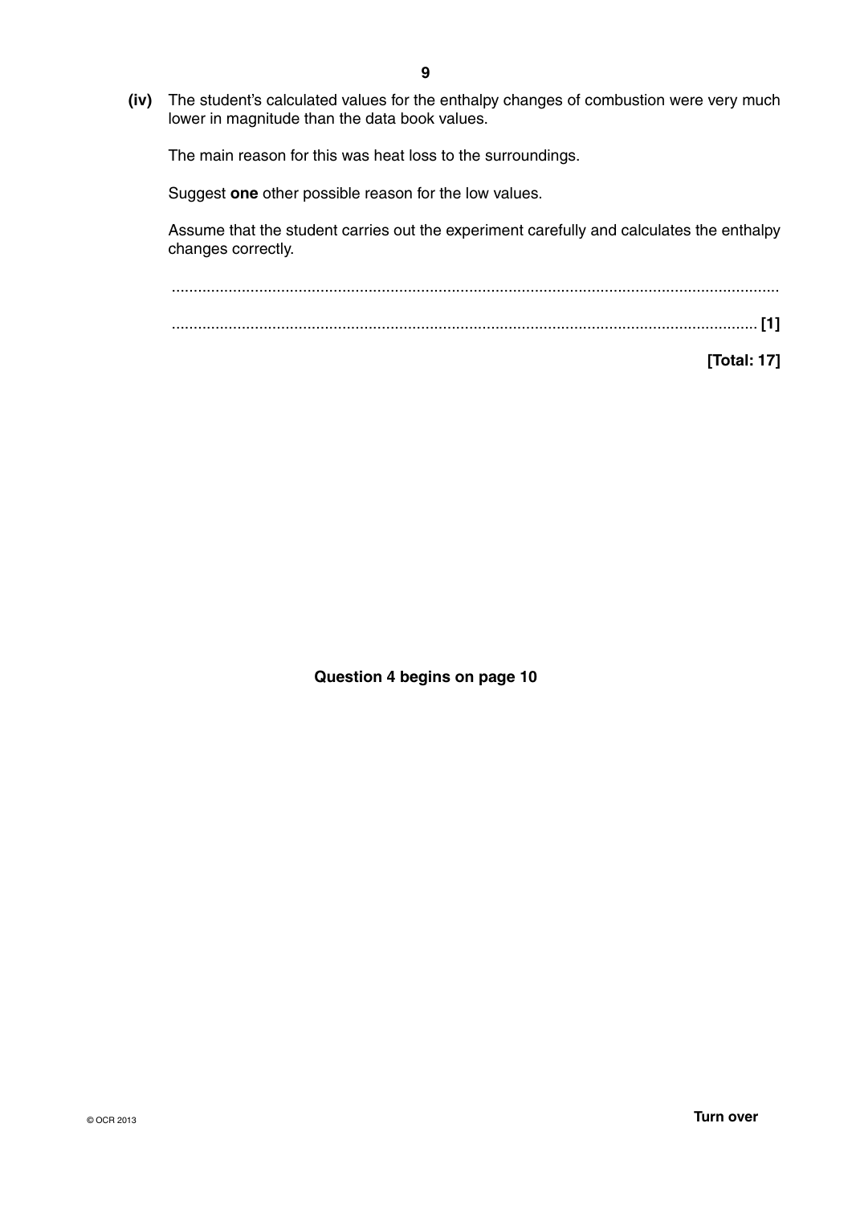**(iv)** The student's calculated values for the enthalpy changes of combustion were very much lower in magnitude than the data book values.

The main reason for this was heat loss to the surroundings.

Suggest **one** other possible reason for the low values.

Assume that the student carries out the experiment carefully and calculates the enthalpy changes correctly.

...........................................................................................................................................

........................................................................................................................................ **[1]**

**[Total: 17]**

**Question 4 begins on page 10**

© OCR 2013

**Turn over**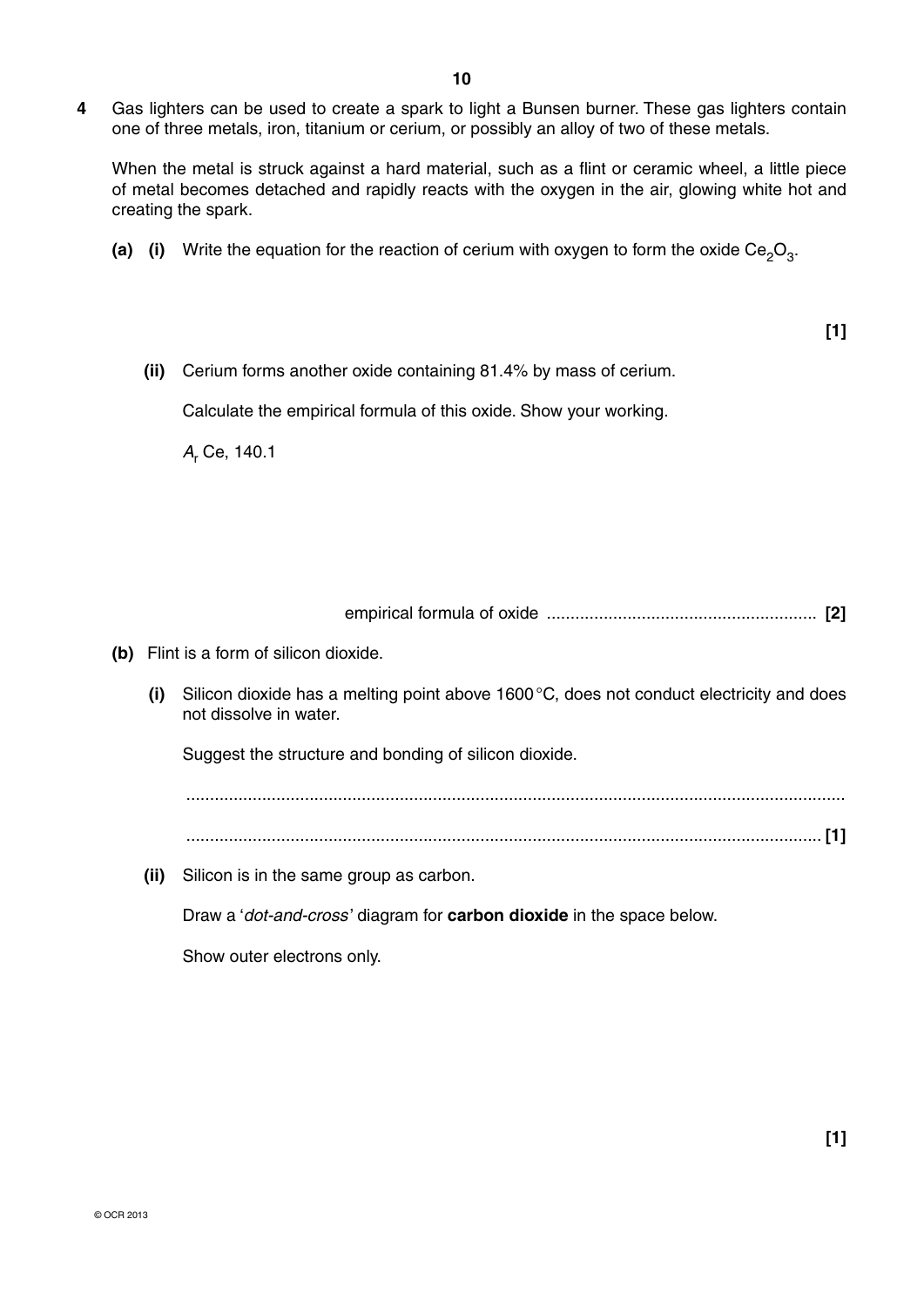**4** Gas lighters can be used to create a spark to light a Bunsen burner. These gas lighters contain one of three metals, iron, titanium or cerium, or possibly an alloy of two of these metals.

When the metal is struck against a hard material, such as a flint or ceramic wheel, a little piece of metal becomes detached and rapidly reacts with the oxygen in the air, glowing white hot and creating the spark.

**(a) (i)** Write the equation for the reaction of cerium with oxygen to form the oxide $Ce_2O_3$.

**[1]**

**(ii)** Cerium forms another oxide containing 81.4% by mass of cerium.

Calculate the empirical formula of this oxide. Show your working.

$A_r$ Ce, 140.1

empirical formula of oxide ......................................................... **[2]**

**(b)** Flint is a form of silicon dioxide.

**(i)** Silicon dioxide has a melting point above 1600 °C, does not conduct electricity and does not dissolve in water.

Suggest the structure and bonding of silicon dioxide.

...........................................................................................................................................

...................................................................................................................................... **[1]**

**(ii)** Silicon is in the same group as carbon.

Draw a '*dot-and-cross*' diagram for **carbon dioxide** in the space below.

Show outer electrons only.

**[1]**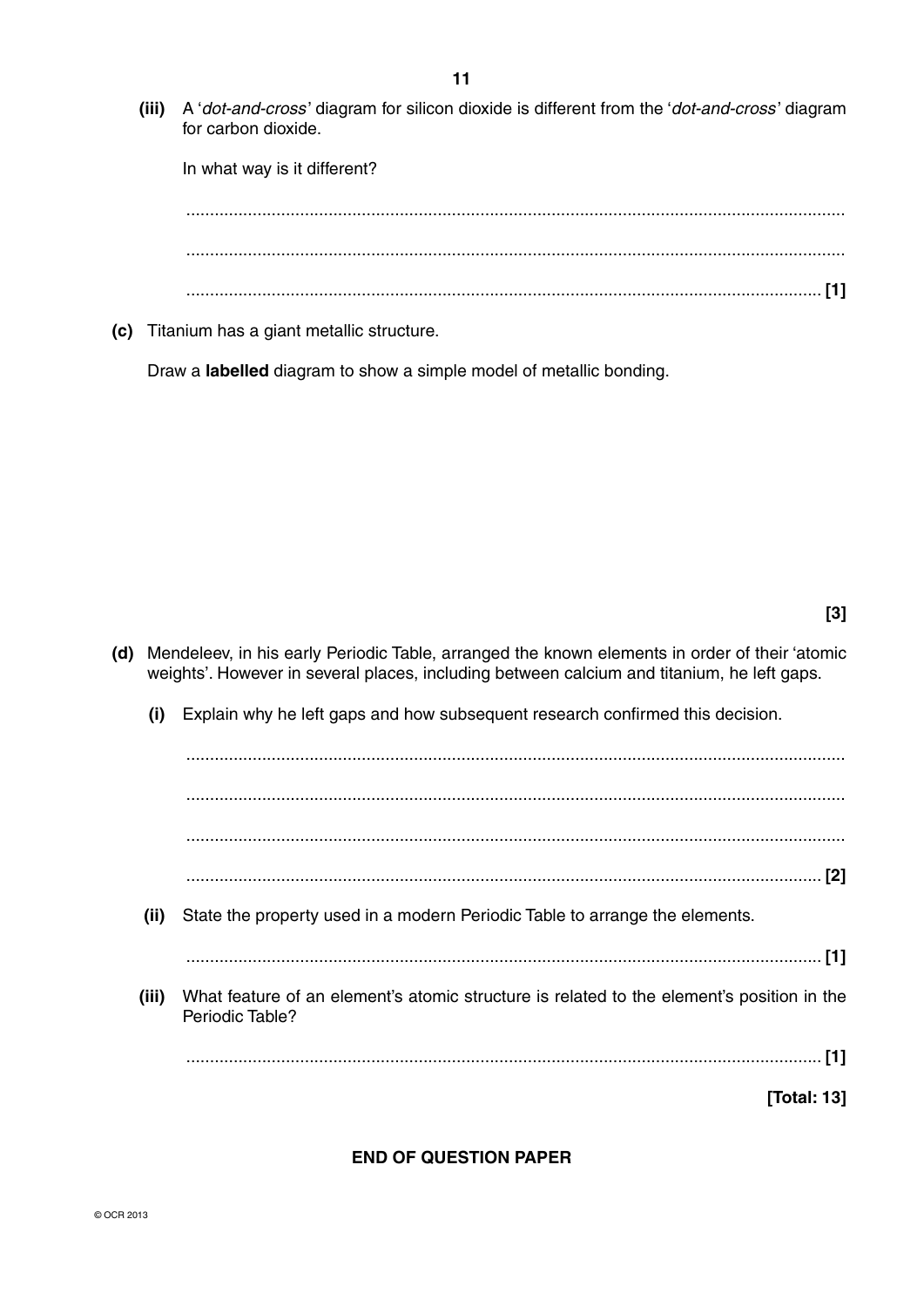**(iii)** A '*dot-and-cross*' diagram for silicon dioxide is different from the '*dot-and-cross*' diagram for carbon dioxide.

In what way is it different?

...........................................................................................................................................

...........................................................................................................................................

...................................................................................................................................... **[1]**

**(c)** Titanium has a giant metallic structure.

Draw a **labelled** diagram to show a simple model of metallic bonding.

**[3]**

**(d)** Mendeleev, in his early Periodic Table, arranged the known elements in order of their 'atomic weights'. However in several places, including between calcium and titanium, he left gaps.

**(i)** Explain why he left gaps and how subsequent research confirmed this decision.

...........................................................................................................................................

...........................................................................................................................................

...........................................................................................................................................

...................................................................................................................................... **[2]**

**(ii)** State the property used in a modern Periodic Table to arrange the elements.

...................................................................................................................................... **[1]**

**(iii)** What feature of an element's atomic structure is related to the element's position in the Periodic Table?

...................................................................................................................................... **[1]**

**[Total: 13]**

**END OF QUESTION PAPER**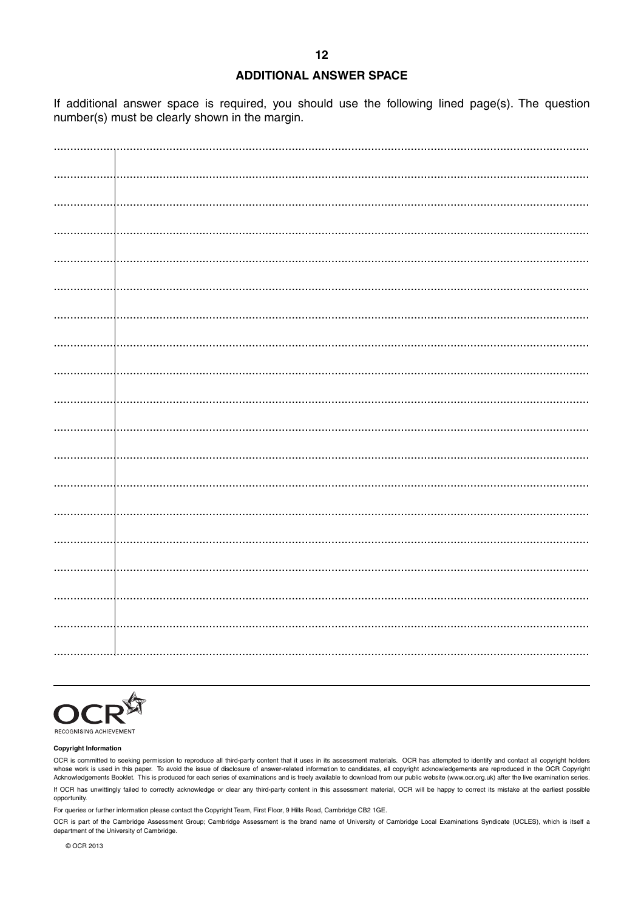## ADDITIONAL ANSWER SPACE

If additional answer space is required, you should use the following lined page(s). The question number(s) must be clearly shown in the margin.

OCR
RECOGNISING ACHIEVEMENT

**Copyright Information**

OCR is committed to seeking permission to reproduce all third-party content that it uses in its assessment materials. OCR has attempted to identify and contact all copyright holders whose work is used in this paper. To avoid the issue of disclosure of answer-related information to candidates, all copyright acknowledgements are reproduced in the OCR Copyright Acknowledgements Booklet. This is produced for each series of examinations and is freely available to download from our public website (www.ocr.org.uk) after the live examination series.

If OCR has unwittingly failed to correctly acknowledge or clear any third-party content in this assessment material, OCR will be happy to correct its mistake at the earliest possible opportunity.

For queries or further information please contact the Copyright Team, First Floor, 9 Hills Road, Cambridge CB2 1GE.

OCR is part of the Cambridge Assessment Group; Cambridge Assessment is the brand name of University of Cambridge Local Examinations Syndicate (UCLES), which is itself a department of the University of Cambridge.

© OCR 2013